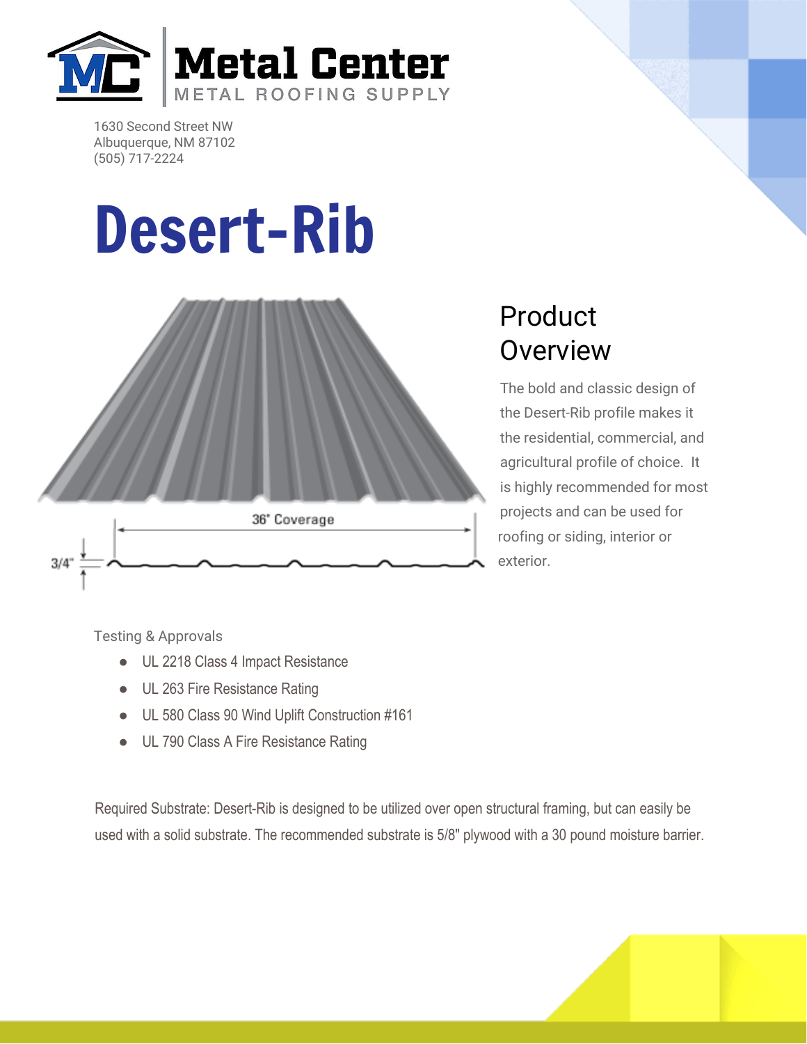Metal Center
METAL ROOFING SUPPLY

1630 Second Street NW
Albuquerque, NM 87102
(505) 717-2224

# Desert-Rib

36" Coverage

3/4"

## Product Overview

The bold and classic design of the Desert-Rib profile makes it the residential, commercial, and agricultural profile of choice. It is highly recommended for most projects and can be used for roofing or siding, interior or exterior.

Testing & Approvals

- UL 2218 Class 4 Impact Resistance
- UL 263 Fire Resistance Rating
- UL 580 Class 90 Wind Uplift Construction #161
- UL 790 Class A Fire Resistance Rating

Required Substrate: Desert-Rib is designed to be utilized over open structural framing, but can easily be used with a solid substrate. The recommended substrate is 5/8" plywood with a 30 pound moisture barrier.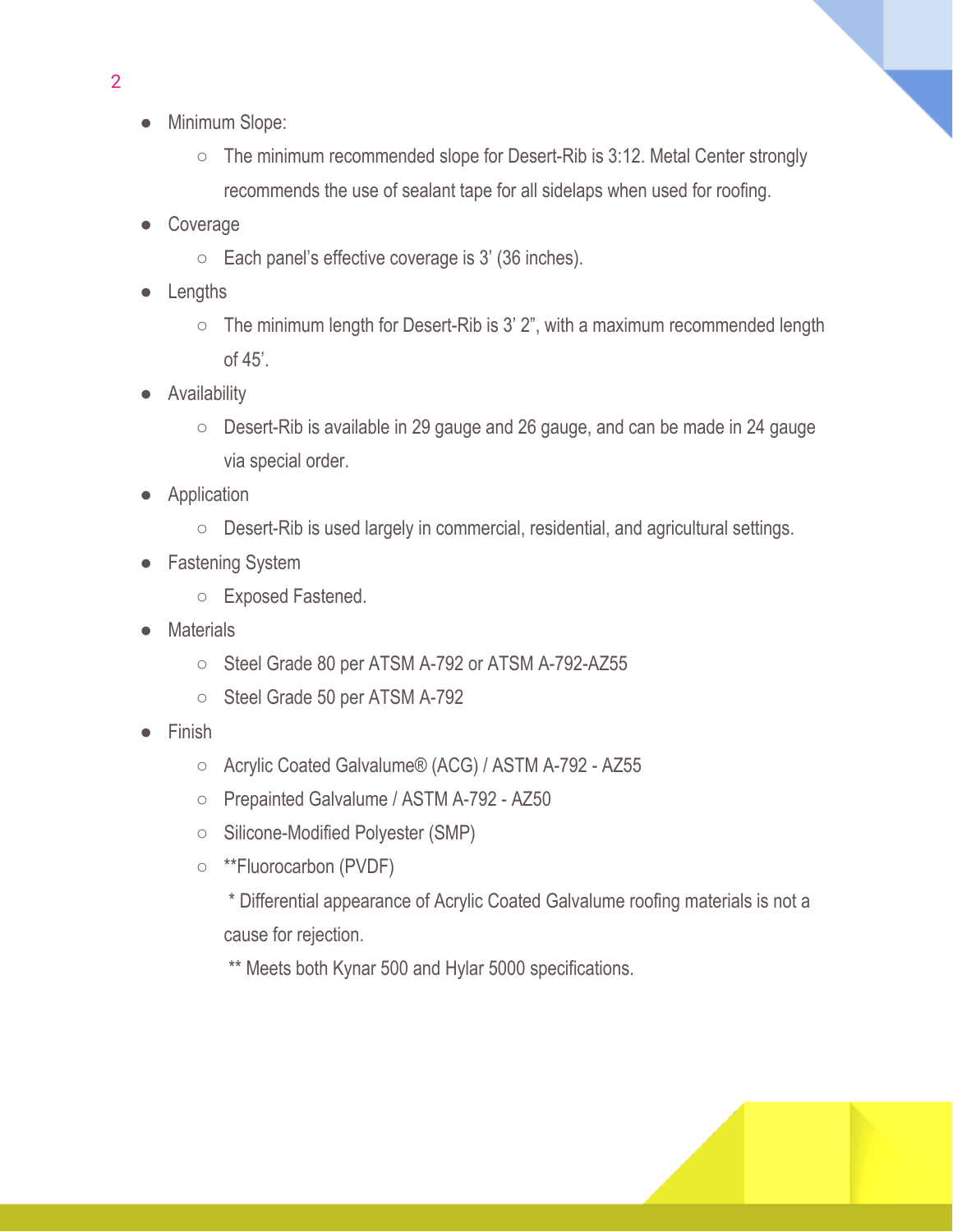- Minimum Slope:
  - The minimum recommended slope for Desert-Rib is 3:12. Metal Center strongly recommends the use of sealant tape for all sidelaps when used for roofing.
- Coverage
  - Each panel's effective coverage is 3' (36 inches).
- Lengths
  - The minimum length for Desert-Rib is 3' 2", with a maximum recommended length of 45'.
- Availability
  - Desert-Rib is available in 29 gauge and 26 gauge, and can be made in 24 gauge via special order.
- Application
  - Desert-Rib is used largely in commercial, residential, and agricultural settings.
- Fastening System
  - Exposed Fastened.
- Materials
  - Steel Grade 80 per ATSM A-792 or ATSM A-792-AZ55
  - Steel Grade 50 per ATSM A-792
- Finish
  - Acrylic Coated Galvalume® (ACG) / ASTM A-792 - AZ55
  - Prepainted Galvalume / ASTM A-792 - AZ50
  - Silicone-Modified Polyester (SMP)
  - **Fluorocarbon (PVDF)

    * Differential appearance of Acrylic Coated Galvalume roofing materials is not a cause for rejection.

    ** Meets both Kynar 500 and Hylar 5000 specifications.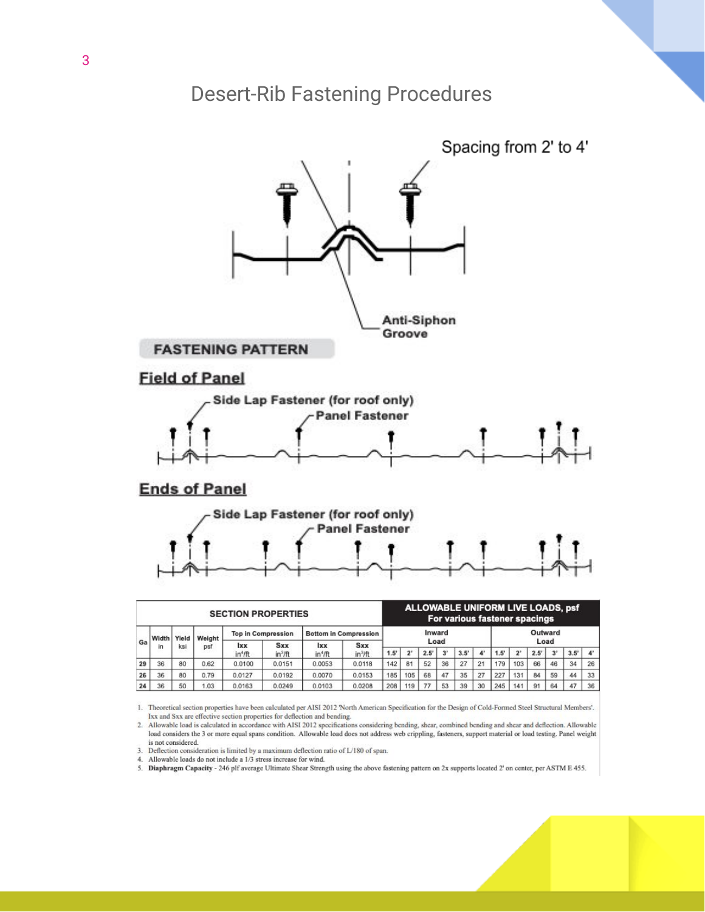# Desert-Rib Fastening Procedures

Spacing from 2' to 4'

Anti-Siphon Groove

## FASTENING PATTERN

### Field of Panel

Side Lap Fastener (for roof only)

Panel Fastener

### Ends of Panel

Side Lap Fastener (for roof only)

Panel Fastener

| SECTION PROPERTIES | | | | | | | | ALLOWABLE UNIFORM LIVE LOADS, psf For various fastener spacings | | | | | | | | | | | |
|---|---|---|---|---|---|---|---|---|---|---|---|---|---|---|---|---|---|---|---|
| Ga | Width in | Yield ksi | Weight psf | Top in Compression | | Bottom in Compression | | Inward Load | | | | | | Outward Load | | | | | |
| | | | | Ixx $in^4/ft$ | Sxx $in^3/ft$ | Ixx $in^4/ft$ | Sxx $in^3/ft$ | 1.5' | 2' | 2.5' | 3' | 3.5' | 4' | 1.5' | 2' | 2.5' | 3' | 3.5' | 4' |
| 29 | 36 | 80 | 0.62 | 0.0100 | 0.0151 | 0.0053 | 0.0118 | 142 | 81 | 52 | 36 | 27 | 21 | 179 | 103 | 66 | 46 | 34 | 26 |
| 26 | 36 | 80 | 0.79 | 0.0127 | 0.0192 | 0.0070 | 0.0153 | 185 | 105 | 68 | 47 | 35 | 27 | 227 | 131 | 84 | 59 | 44 | 33 |
| 24 | 36 | 50 | 1.03 | 0.0163 | 0.0249 | 0.0103 | 0.0208 | 208 | 119 | 77 | 53 | 39 | 30 | 245 | 141 | 91 | 64 | 47 | 36 |

1. Theoretical section properties have been calculated per AISI 2012 'North American Specification for the Design of Cold-Formed Steel Structural Members'. Ixx and Sxx are effective section properties for deflection and bending.
2. Allowable load is calculated in accordance with AISI 2012 specifications considering bending, shear, combined bending and shear and deflection. Allowable load considers the 3 or more equal spans condition. Allowable load does not address web crippling, fasteners, support material or load testing. Panel weight is not considered.
3. Deflection consideration is limited by a maximum deflection ratio of L/180 of span.
4. Allowable loads do not include a 1/3 stress increase for wind.
5. **Diaphragm Capacity** - 246 plf average Ultimate Shear Strength using the above fastening pattern on 2x supports located 2' on center, per ASTM E 455.